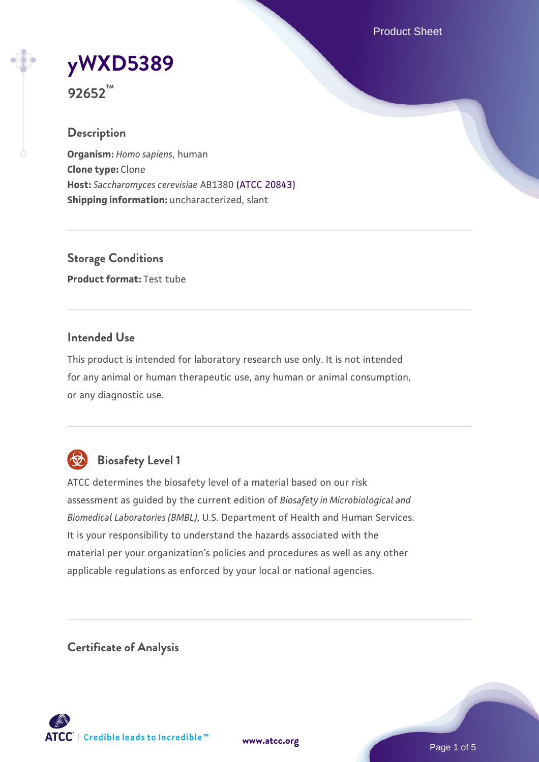# yWXD5389

**92652™**

## Description

**Organism:** *Homo sapiens*, human
**Clone type:** Clone
**Host:** *Saccharomyces cerevisiae* AB1380 (ATCC 20843)
**Shipping information:** uncharacterized, slant

## Storage Conditions

**Product format:** Test tube

## Intended Use

This product is intended for laboratory research use only. It is not intended for any animal or human therapeutic use, any human or animal consumption, or any diagnostic use.

## Biosafety Level 1

ATCC determines the biosafety level of a material based on our risk assessment as guided by the current edition of *Biosafety in Microbiological and Biomedical Laboratories (BMBL)*, U.S. Department of Health and Human Services. It is your responsibility to understand the hazards associated with the material per your organization's policies and procedures as well as any other applicable regulations as enforced by your local or national agencies.

## Certificate of Analysis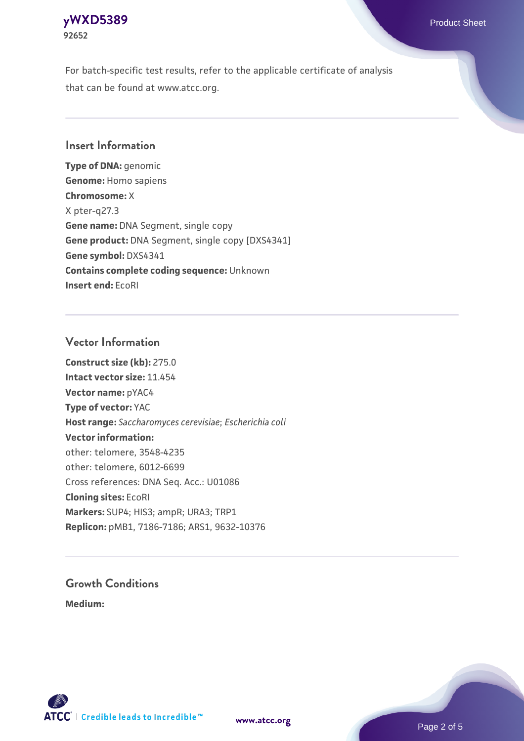For batch-specific test results, refer to the applicable certificate of analysis that can be found at www.atcc.org.

## Insert Information

**Type of DNA:** genomic
**Genome:** Homo sapiens
**Chromosome:** X
X pter-q27.3
**Gene name:** DNA Segment, single copy
**Gene product:** DNA Segment, single copy [DXS4341]
**Gene symbol:** DXS4341
**Contains complete coding sequence:** Unknown
**Insert end:** EcoRI

## Vector Information

**Construct size (kb):** 275.0
**Intact vector size:** 11.454
**Vector name:** pYAC4
**Type of vector:** YAC
**Host range:** *Saccharomyces cerevisiae*; *Escherichia coli*
**Vector information:**
other: telomere, 3548-4235
other: telomere, 6012-6699
Cross references: DNA Seq. Acc.: U01086
**Cloning sites:** EcoRI
**Markers:** SUP4; HIS3; ampR; URA3; TRP1
**Replicon:** pMB1, 7186-7186; ARS1, 9632-10376

## Growth Conditions

**Medium:**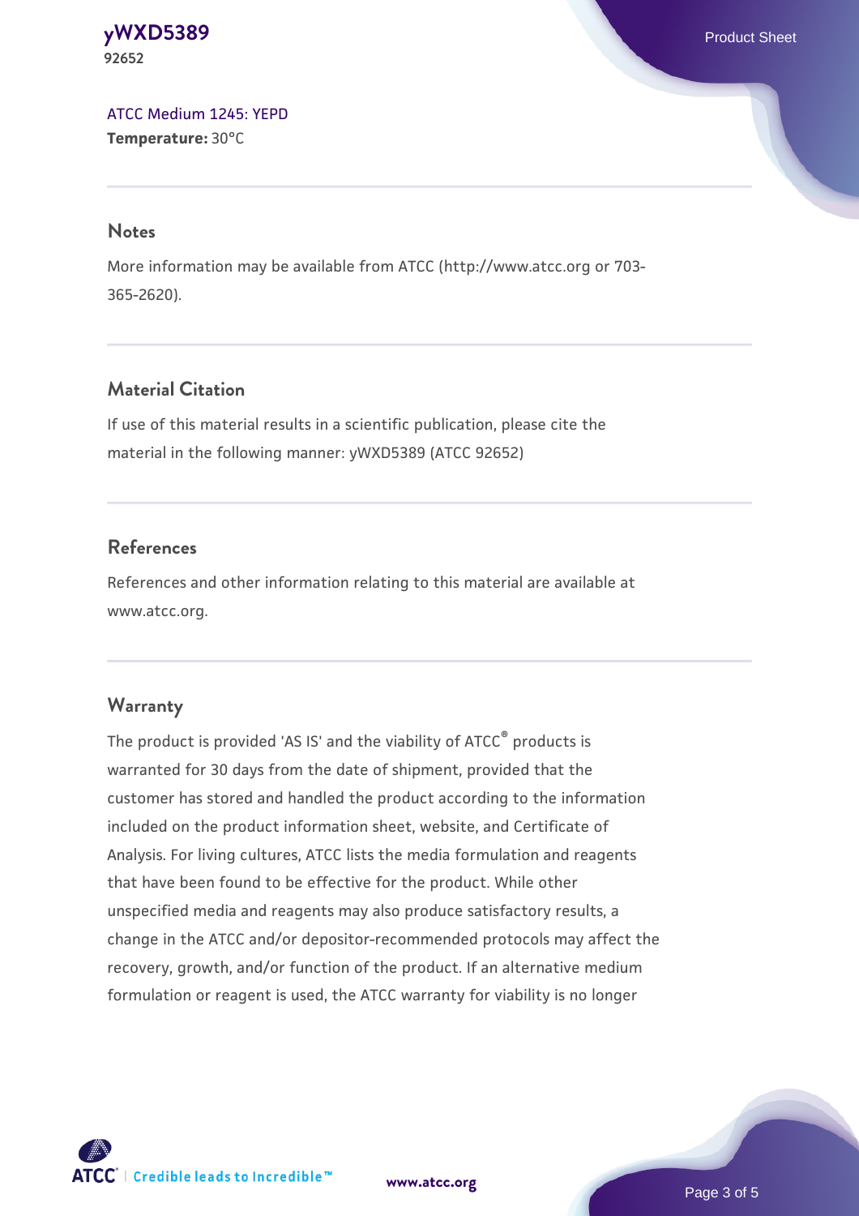[ATCC Medium 1245: YEPD](#)
**Temperature:** 30°C

## Notes

More information may be available from ATCC (http://www.atcc.org or 703-365-2620).

## Material Citation

If use of this material results in a scientific publication, please cite the material in the following manner: yWXD5389 (ATCC 92652)

## References

References and other information relating to this material are available at www.atcc.org.

## Warranty

The product is provided 'AS IS' and the viability of ATCC® products is warranted for 30 days from the date of shipment, provided that the customer has stored and handled the product according to the information included on the product information sheet, website, and Certificate of Analysis. For living cultures, ATCC lists the media formulation and reagents that have been found to be effective for the product. While other unspecified media and reagents may also produce satisfactory results, a change in the ATCC and/or depositor-recommended protocols may affect the recovery, growth, and/or function of the product. If an alternative medium formulation or reagent is used, the ATCC warranty for viability is no longer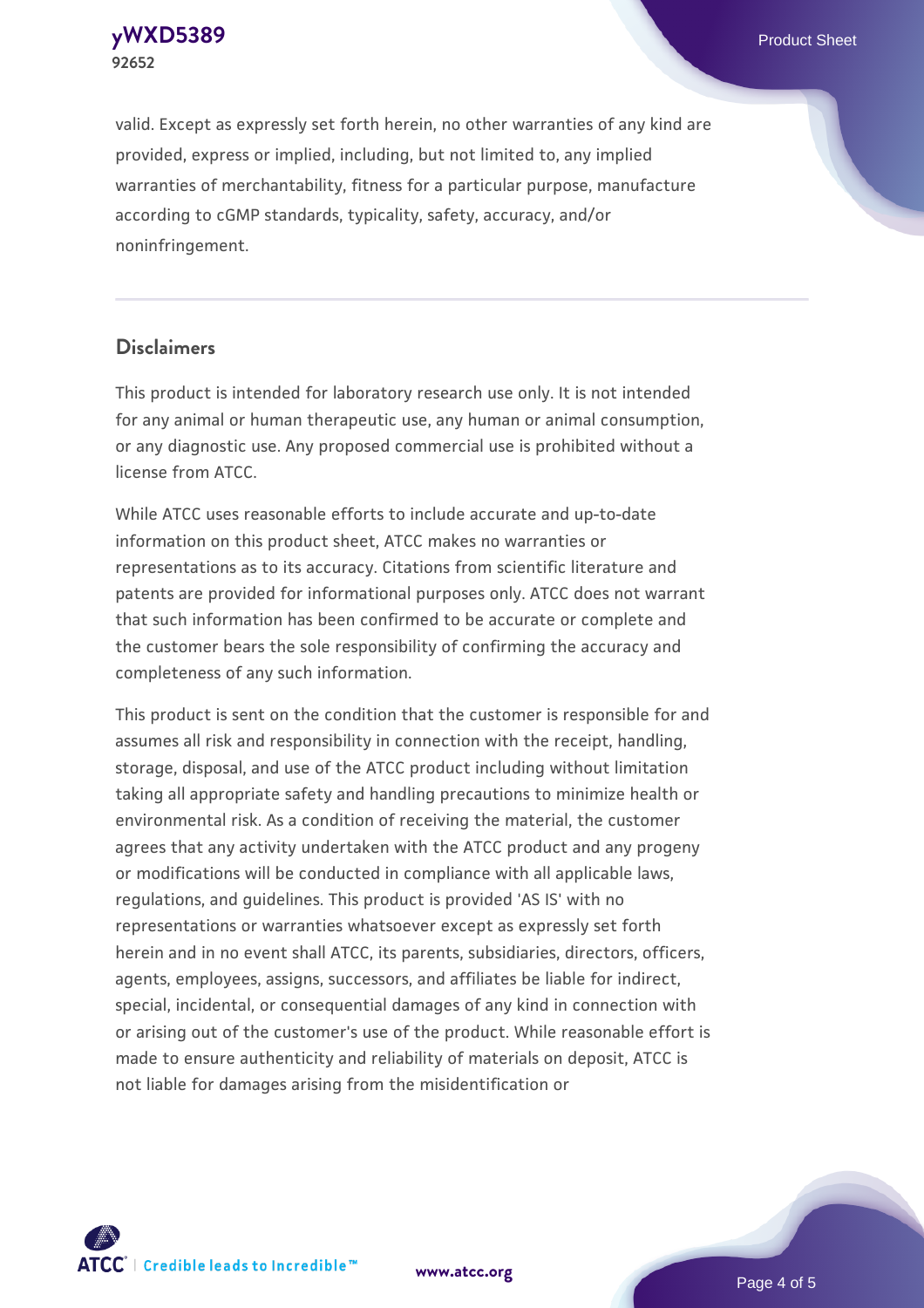valid. Except as expressly set forth herein, no other warranties of any kind are provided, express or implied, including, but not limited to, any implied warranties of merchantability, fitness for a particular purpose, manufacture according to cGMP standards, typicality, safety, accuracy, and/or noninfringement.

## Disclaimers

This product is intended for laboratory research use only. It is not intended for any animal or human therapeutic use, any human or animal consumption, or any diagnostic use. Any proposed commercial use is prohibited without a license from ATCC.

While ATCC uses reasonable efforts to include accurate and up-to-date information on this product sheet, ATCC makes no warranties or representations as to its accuracy. Citations from scientific literature and patents are provided for informational purposes only. ATCC does not warrant that such information has been confirmed to be accurate or complete and the customer bears the sole responsibility of confirming the accuracy and completeness of any such information.

This product is sent on the condition that the customer is responsible for and assumes all risk and responsibility in connection with the receipt, handling, storage, disposal, and use of the ATCC product including without limitation taking all appropriate safety and handling precautions to minimize health or environmental risk. As a condition of receiving the material, the customer agrees that any activity undertaken with the ATCC product and any progeny or modifications will be conducted in compliance with all applicable laws, regulations, and guidelines. This product is provided 'AS IS' with no representations or warranties whatsoever except as expressly set forth herein and in no event shall ATCC, its parents, subsidiaries, directors, officers, agents, employees, assigns, successors, and affiliates be liable for indirect, special, incidental, or consequential damages of any kind in connection with or arising out of the customer's use of the product. While reasonable effort is made to ensure authenticity and reliability of materials on deposit, ATCC is not liable for damages arising from the misidentification or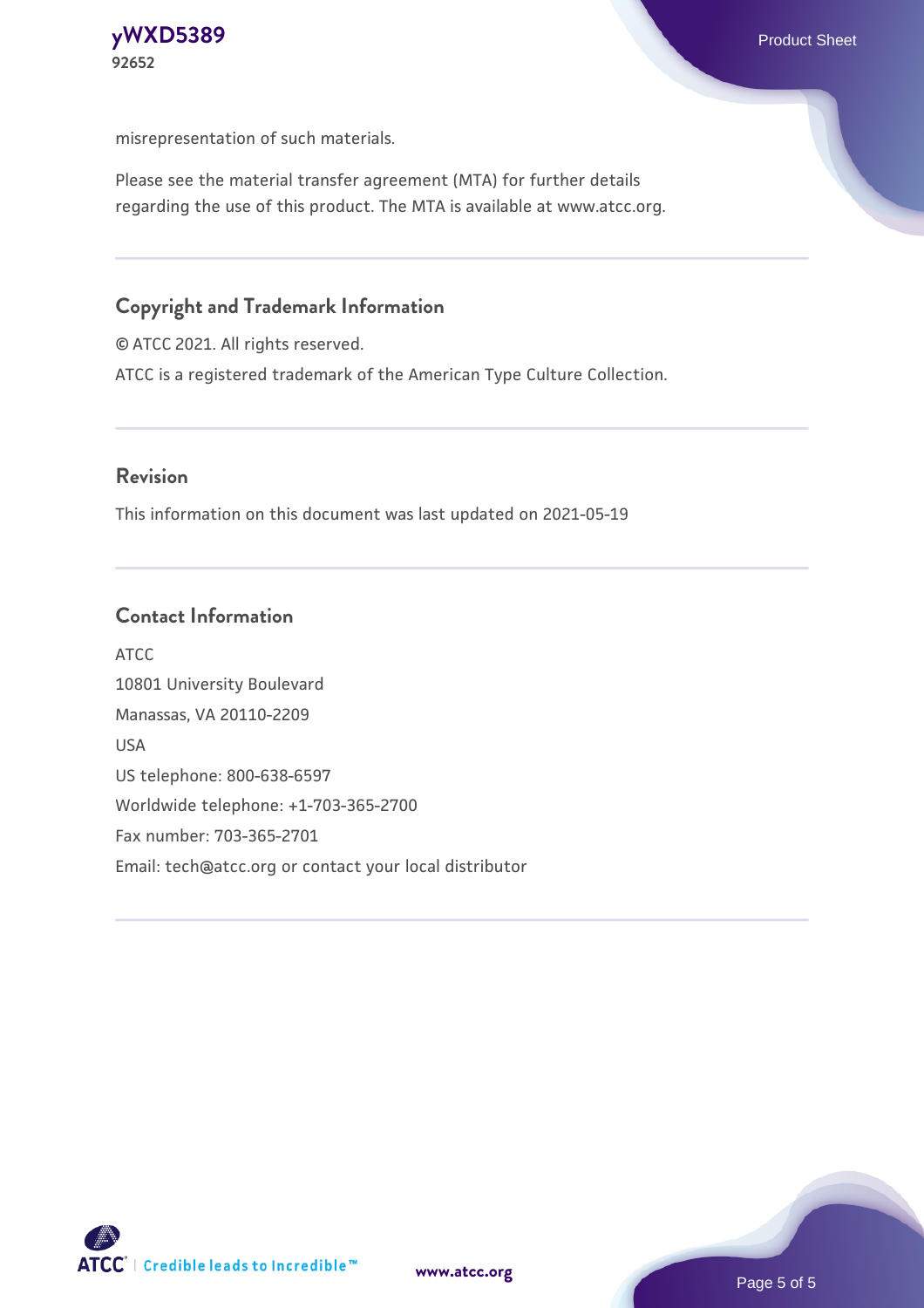misrepresentation of such materials.

Please see the material transfer agreement (MTA) for further details regarding the use of this product. The MTA is available at www.atcc.org.

## Copyright and Trademark Information

© ATCC 2021. All rights reserved.

ATCC is a registered trademark of the American Type Culture Collection.

## Revision

This information on this document was last updated on 2021-05-19

## Contact Information

ATCC
10801 University Boulevard
Manassas, VA 20110-2209
USA
US telephone: 800-638-6597
Worldwide telephone: +1-703-365-2700
Fax number: 703-365-2701
Email: tech@atcc.org or contact your local distributor